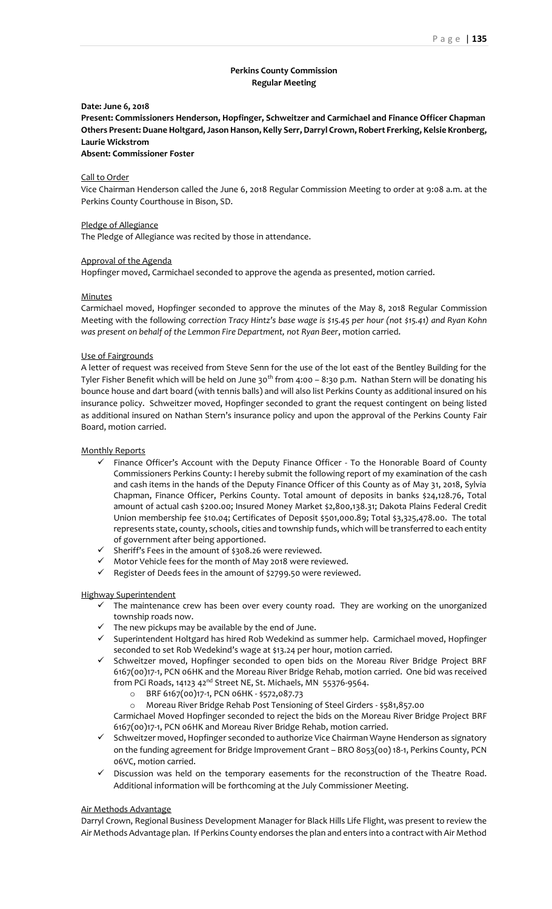# Perkins County Commission
## Regular Meeting

**Date: June 6, 2018**

**Present: Commissioners Henderson, Hopfinger, Schweitzer and Carmichael and Finance Officer Chapman**
**Others Present: Duane Holtgard, Jason Hanson, Kelly Serr, Darryl Crown, Robert Frerking, Kelsie Kronberg, Laurie Wickstrom**
**Absent: Commissioner Foster**

Call to Order

Vice Chairman Henderson called the June 6, 2018 Regular Commission Meeting to order at 9:08 a.m. at the Perkins County Courthouse in Bison, SD.

Pledge of Allegiance

The Pledge of Allegiance was recited by those in attendance.

Approval of the Agenda

Hopfinger moved, Carmichael seconded to approve the agenda as presented, motion carried.

Minutes

Carmichael moved, Hopfinger seconded to approve the minutes of the May 8, 2018 Regular Commission Meeting with the following *correction Tracy Hintz's base wage is $15.45 per hour (not $15.41) and Ryan Kohn was present on behalf of the Lemmon Fire Department, not Ryan Beer*, motion carried.

Use of Fairgrounds

A letter of request was received from Steve Senn for the use of the lot east of the Bentley Building for the Tyler Fisher Benefit which will be held on June 30th from 4:00 – 8:30 p.m. Nathan Stern will be donating his bounce house and dart board (with tennis balls) and will also list Perkins County as additional insured on his insurance policy. Schweitzer moved, Hopfinger seconded to grant the request contingent on being listed as additional insured on Nathan Stern's insurance policy and upon the approval of the Perkins County Fair Board, motion carried.

Monthly Reports

- ✓ Finance Officer's Account with the Deputy Finance Officer - To the Honorable Board of County Commissioners Perkins County: I hereby submit the following report of my examination of the cash and cash items in the hands of the Deputy Finance Officer of this County as of May 31, 2018, Sylvia Chapman, Finance Officer, Perkins County. Total amount of deposits in banks $24,128.76, Total amount of actual cash $200.00; Insured Money Market $2,800,138.31; Dakota Plains Federal Credit Union membership fee $10.04; Certificates of Deposit $501,000.89; Total $3,325,478.00. The total represents state, county, schools, cities and township funds, which will be transferred to each entity of government after being apportioned.
- ✓ Sheriff's Fees in the amount of $308.26 were reviewed.
- ✓ Motor Vehicle fees for the month of May 2018 were reviewed.
- ✓ Register of Deeds fees in the amount of $2799.50 were reviewed.

Highway Superintendent

- ✓ The maintenance crew has been over every county road. They are working on the unorganized township roads now.
- ✓ The new pickups may be available by the end of June.
- ✓ Superintendent Holtgard has hired Rob Wedekind as summer help. Carmichael moved, Hopfinger seconded to set Rob Wedekind's wage at $13.24 per hour, motion carried.
- ✓ Schweitzer moved, Hopfinger seconded to open bids on the Moreau River Bridge Project BRF 6167(00)17-1, PCN 06HK and the Moreau River Bridge Rehab, motion carried. One bid was received from PCi Roads, 14123 42nd Street NE, St. Michaels, MN 55376-9564.
  - o BRF 6167(00)17-1, PCN 06HK - $572,087.73
  - o Moreau River Bridge Rehab Post Tensioning of Steel Girders - $581,857.00

  Carmichael Moved Hopfinger seconded to reject the bids on the Moreau River Bridge Project BRF 6167(00)17-1, PCN 06HK and Moreau River Bridge Rehab, motion carried.
- ✓ Schweitzer moved, Hopfinger seconded to authorize Vice Chairman Wayne Henderson as signatory on the funding agreement for Bridge Improvement Grant – BRO 8053(00) 18-1, Perkins County, PCN 06VC, motion carried.
- ✓ Discussion was held on the temporary easements for the reconstruction of the Theatre Road. Additional information will be forthcoming at the July Commissioner Meeting.

Air Methods Advantage

Darryl Crown, Regional Business Development Manager for Black Hills Life Flight, was present to review the Air Methods Advantage plan. If Perkins County endorses the plan and enters into a contract with Air Method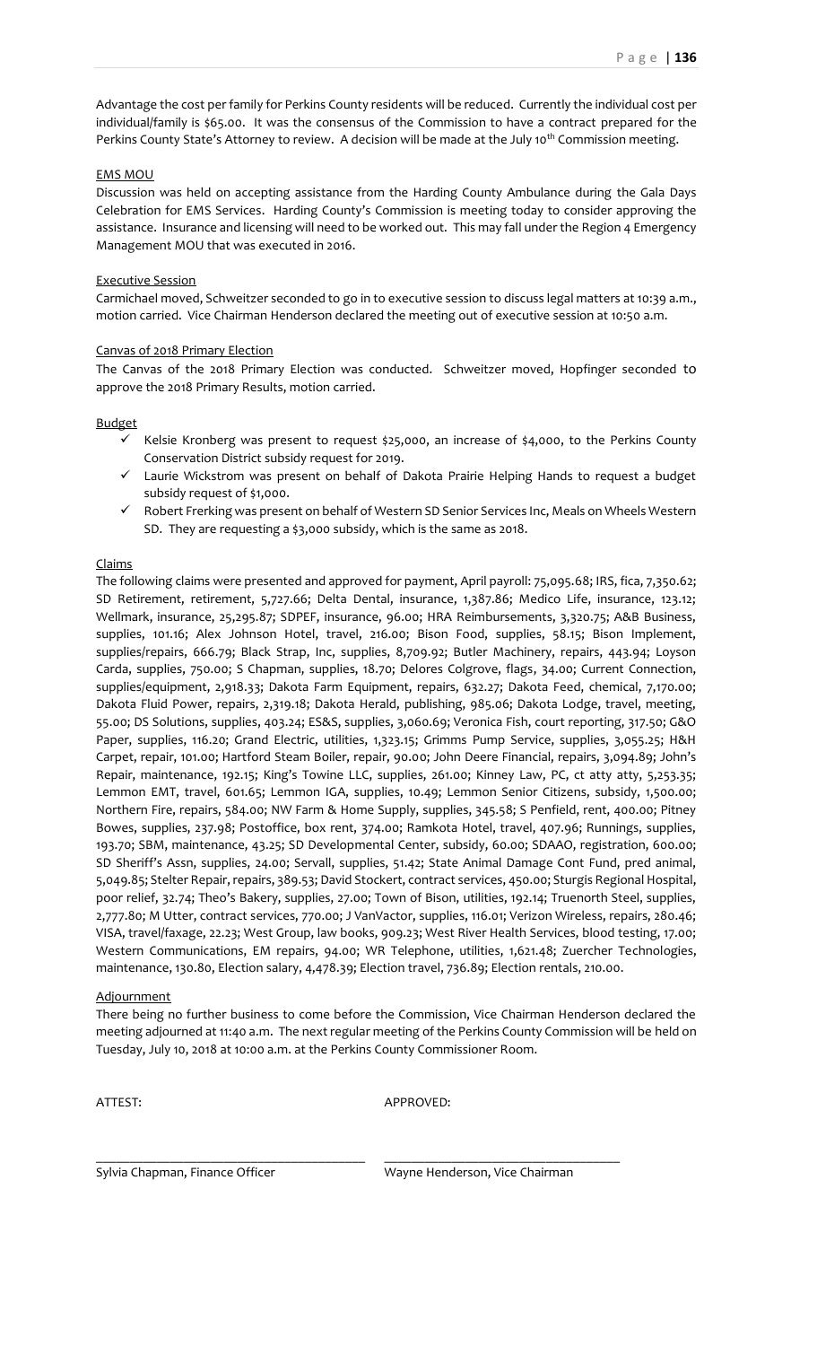Advantage the cost per family for Perkins County residents will be reduced. Currently the individual cost per individual/family is $65.00. It was the consensus of the Commission to have a contract prepared for the Perkins County State's Attorney to review. A decision will be made at the July 10th Commission meeting.

EMS MOU

Discussion was held on accepting assistance from the Harding County Ambulance during the Gala Days Celebration for EMS Services. Harding County's Commission is meeting today to consider approving the assistance. Insurance and licensing will need to be worked out. This may fall under the Region 4 Emergency Management MOU that was executed in 2016.

Executive Session

Carmichael moved, Schweitzer seconded to go in to executive session to discuss legal matters at 10:39 a.m., motion carried. Vice Chairman Henderson declared the meeting out of executive session at 10:50 a.m.

Canvas of 2018 Primary Election

The Canvas of the 2018 Primary Election was conducted. Schweitzer moved, Hopfinger seconded to approve the 2018 Primary Results, motion carried.

Budget

- ✓ Kelsie Kronberg was present to request $25,000, an increase of $4,000, to the Perkins County Conservation District subsidy request for 2019.
- ✓ Laurie Wickstrom was present on behalf of Dakota Prairie Helping Hands to request a budget subsidy request of $1,000.
- ✓ Robert Frerking was present on behalf of Western SD Senior Services Inc, Meals on Wheels Western SD. They are requesting a $3,000 subsidy, which is the same as 2018.

Claims

The following claims were presented and approved for payment, April payroll: 75,095.68; IRS, fica, 7,350.62; SD Retirement, retirement, 5,727.66; Delta Dental, insurance, 1,387.86; Medico Life, insurance, 123.12; Wellmark, insurance, 25,295.87; SDPEF, insurance, 96.00; HRA Reimbursements, 3,320.75; A&B Business, supplies, 101.16; Alex Johnson Hotel, travel, 216.00; Bison Food, supplies, 58.15; Bison Implement, supplies/repairs, 666.79; Black Strap, Inc, supplies, 8,709.92; Butler Machinery, repairs, 443.94; Loyson Carda, supplies, 750.00; S Chapman, supplies, 18.70; Delores Colgrove, flags, 34.00; Current Connection, supplies/equipment, 2,918.33; Dakota Farm Equipment, repairs, 632.27; Dakota Feed, chemical, 7,170.00; Dakota Fluid Power, repairs, 2,319.18; Dakota Herald, publishing, 985.06; Dakota Lodge, travel, meeting, 55.00; DS Solutions, supplies, 403.24; ES&S, supplies, 3,060.69; Veronica Fish, court reporting, 317.50; G&O Paper, supplies, 116.20; Grand Electric, utilities, 1,323.15; Grimms Pump Service, supplies, 3,055.25; H&H Carpet, repair, 101.00; Hartford Steam Boiler, repair, 90.00; John Deere Financial, repairs, 3,094.89; John's Repair, maintenance, 192.15; King's Towine LLC, supplies, 261.00; Kinney Law, PC, ct atty atty, 5,253.35; Lemmon EMT, travel, 601.65; Lemmon IGA, supplies, 10.49; Lemmon Senior Citizens, subsidy, 1,500.00; Northern Fire, repairs, 584.00; NW Farm & Home Supply, supplies, 345.58; S Penfield, rent, 400.00; Pitney Bowes, supplies, 237.98; Postoffice, box rent, 374.00; Ramkota Hotel, travel, 407.96; Runnings, supplies, 193.70; SBM, maintenance, 43.25; SD Developmental Center, subsidy, 60.00; SDAAO, registration, 600.00; SD Sheriff's Assn, supplies, 24.00; Servall, supplies, 51.42; State Animal Damage Cont Fund, pred animal, 5,049.85; Stelter Repair, repairs, 389.53; David Stockert, contract services, 450.00; Sturgis Regional Hospital, poor relief, 32.74; Theo's Bakery, supplies, 27.00; Town of Bison, utilities, 192.14; Truenorth Steel, supplies, 2,777.80; M Utter, contract services, 770.00; J VanVactor, supplies, 116.01; Verizon Wireless, repairs, 280.46; VISA, travel/faxage, 22.23; West Group, law books, 909.23; West River Health Services, blood testing, 17.00; Western Communications, EM repairs, 94.00; WR Telephone, utilities, 1,621.48; Zuercher Technologies, maintenance, 130.80, Election salary, 4,478.39; Election travel, 736.89; Election rentals, 210.00.

Adjournment

There being no further business to come before the Commission, Vice Chairman Henderson declared the meeting adjourned at 11:40 a.m. The next regular meeting of the Perkins County Commission will be held on Tuesday, July 10, 2018 at 10:00 a.m. at the Perkins County Commissioner Room.

ATTEST: APPROVED:

\_\_\_\_\_\_\_\_\_\_\_\_\_\_\_\_\_\_\_\_\_\_\_\_\_\_\_\_\_\_\_\_\_\_\_\_ \_\_\_\_\_\_\_\_\_\_\_\_\_\_\_\_\_\_\_\_\_\_\_\_\_\_\_\_\_\_\_\_\_\_\_\_

Sylvia Chapman, Finance Officer Wayne Henderson, Vice Chairman